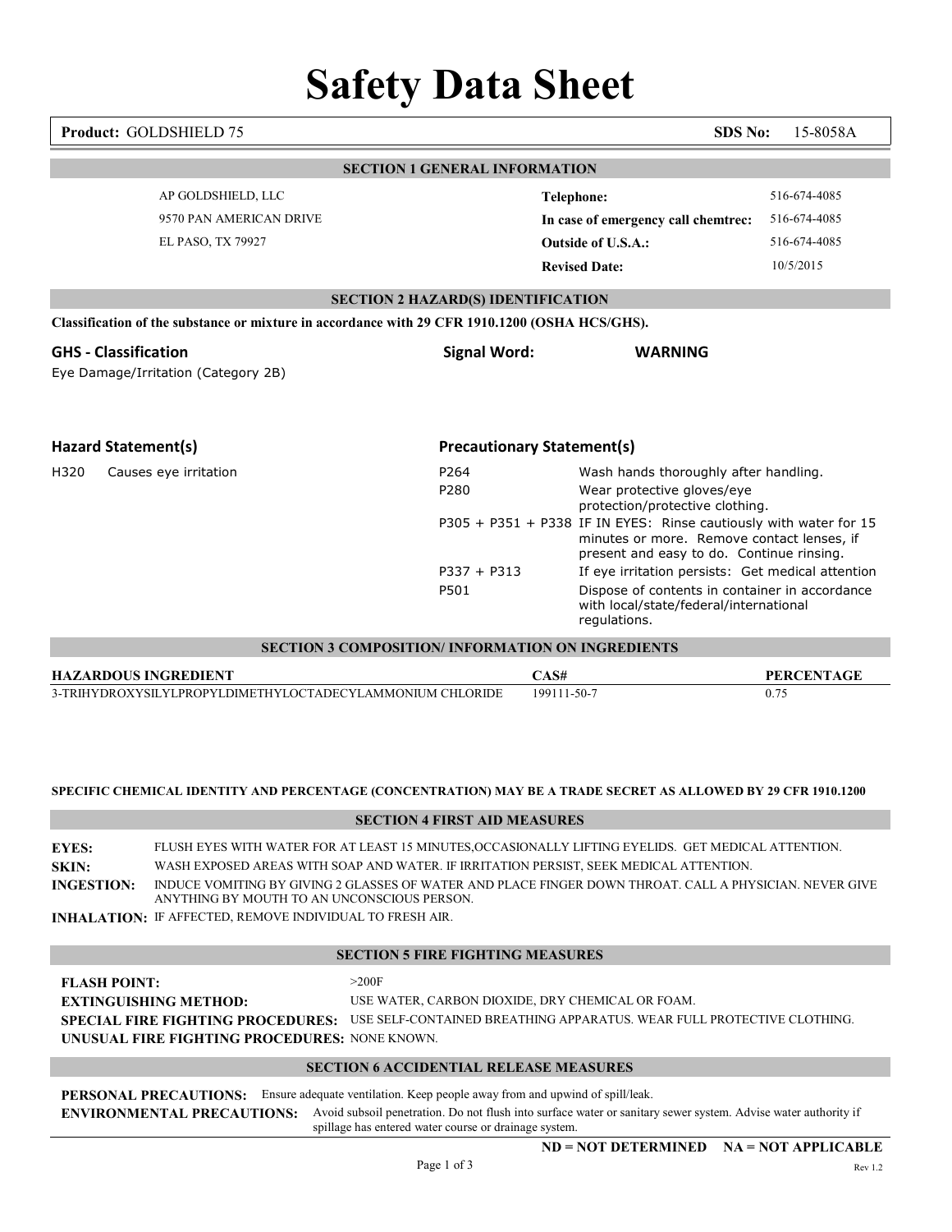# Safety Data Sheet

**Product:** GOLDSHIELD 75 **SDS No:** 15-8058A

## SECTION 1 GENERAL INFORMATION

AP GOLDSHIELD, LLC
9570 PAN AMERICAN DRIVE
EL PASO, TX 79927

| | |
|---|---|
| **Telephone:** | 516-674-4085 |
| **In case of emergency call chemtrec:** | 516-674-4085 |
| **Outside of U.S.A.:** | 516-674-4085 |
| **Revised Date:** | 10/5/2015 |

## SECTION 2 HAZARD(S) IDENTIFICATION

**Classification of the substance or mixture in accordance with 29 CFR 1910.1200 (OSHA HCS/GHS).**

**GHS - Classification**

Eye Damage/Irritation (Category 2B)

**Signal Word:** **WARNING**

**Hazard Statement(s)**

| | |
|---|---|
| H320 | Causes eye irritation |

**Precautionary Statement(s)**

| | |
|---|---|
| P264 | Wash hands thoroughly after handling. |
| P280 | Wear protective gloves/eye protection/protective clothing. |
| P305 + P351 + P338 | IF IN EYES: Rinse cautiously with water for 15 minutes or more. Remove contact lenses, if present and easy to do. Continue rinsing. |
| P337 + P313 | If eye irritation persists: Get medical attention |
| P501 | Dispose of contents in container in accordance with local/state/federal/international regulations. |

## SECTION 3 COMPOSITION/ INFORMATION ON INGREDIENTS

| HAZARDOUS INGREDIENT | CAS# | PERCENTAGE |
|---|---|---|
| 3-TRIHYDROXYSILYLPROPYLDIMETHYLOCTADECYLAMMONIUM CHLORIDE | 199111-50-7 | 0.75 |

**SPECIFIC CHEMICAL IDENTITY AND PERCENTAGE (CONCENTRATION) MAY BE A TRADE SECRET AS ALLOWED BY 29 CFR 1910.1200**

## SECTION 4 FIRST AID MEASURES

**EYES:** FLUSH EYES WITH WATER FOR AT LEAST 15 MINUTES,OCCASIONALLY LIFTING EYELIDS. GET MEDICAL ATTENTION.

**SKIN:** WASH EXPOSED AREAS WITH SOAP AND WATER. IF IRRITATION PERSIST, SEEK MEDICAL ATTENTION.

**INGESTION:** INDUCE VOMITING BY GIVING 2 GLASSES OF WATER AND PLACE FINGER DOWN THROAT. CALL A PHYSICIAN. NEVER GIVE ANYTHING BY MOUTH TO AN UNCONSCIOUS PERSON.

**INHALATION:** IF AFFECTED, REMOVE INDIVIDUAL TO FRESH AIR.

## SECTION 5 FIRE FIGHTING MEASURES

**FLASH POINT:** >200F

**EXTINGUISHING METHOD:** USE WATER, CARBON DIOXIDE, DRY CHEMICAL OR FOAM.

**SPECIAL FIRE FIGHTING PROCEDURES:** USE SELF-CONTAINED BREATHING APPARATUS. WEAR FULL PROTECTIVE CLOTHING.

**UNUSUAL FIRE FIGHTING PROCEDURES:** NONE KNOWN.

## SECTION 6 ACCIDENTIAL RELEASE MEASURES

**PERSONAL PRECAUTIONS:** Ensure adequate ventilation. Keep people away from and upwind of spill/leak.

**ENVIRONMENTAL PRECAUTIONS:** Avoid subsoil penetration. Do not flush into surface water or sanitary sewer system. Advise water authority if spillage has entered water course or drainage system.

**ND = NOT DETERMINED NA = NOT APPLICABLE**

Rev 1.2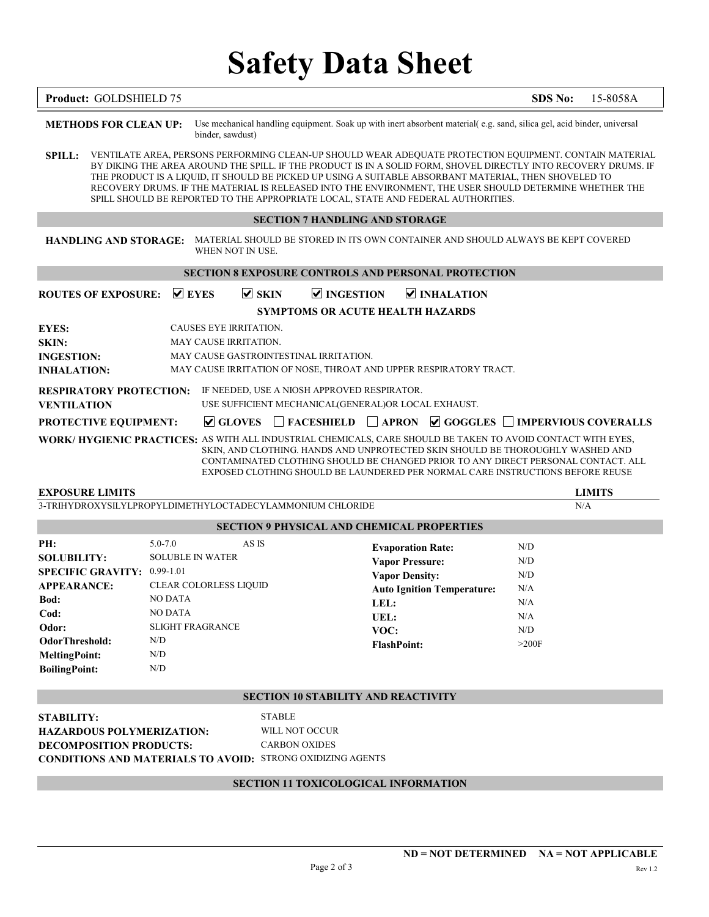# Safety Data Sheet

**Product:** GOLDSHIELD 75 **SDS No:** 15-8058A

**METHODS FOR CLEAN UP:** Use mechanical handling equipment. Soak up with inert absorbent material( e.g. sand, silica gel, acid binder, universal binder, sawdust)

**SPILL:** VENTILATE AREA, PERSONS PERFORMING CLEAN-UP SHOULD WEAR ADEQUATE PROTECTION EQUIPMENT. CONTAIN MATERIAL BY DIKING THE AREA AROUND THE SPILL. IF THE PRODUCT IS IN A SOLID FORM, SHOVEL DIRECTLY INTO RECOVERY DRUMS. IF THE PRODUCT IS A LIQUID, IT SHOULD BE PICKED UP USING A SUITABLE ABSORBANT MATERIAL, THEN SHOVELED TO RECOVERY DRUMS. IF THE MATERIAL IS RELEASED INTO THE ENVIRONMENT, THE USER SHOULD DETERMINE WHETHER THE SPILL SHOULD BE REPORTED TO THE APPROPRIATE LOCAL, STATE AND FEDERAL AUTHORITIES.

## SECTION 7 HANDLING AND STORAGE

**HANDLING AND STORAGE:** MATERIAL SHOULD BE STORED IN ITS OWN CONTAINER AND SHOULD ALWAYS BE KEPT COVERED WHEN NOT IN USE.

## SECTION 8 EXPOSURE CONTROLS AND PERSONAL PROTECTION

**ROUTES OF EXPOSURE:** ☑ EYES ☑ SKIN ☑ INGESTION ☑ INHALATION

### SYMPTOMS OR ACUTE HEALTH HAZARDS

**EYES:** CAUSES EYE IRRITATION.

**SKIN:** MAY CAUSE IRRITATION.

**INGESTION:** MAY CAUSE GASTROINTESTINAL IRRITATION.

**INHALATION:** MAY CAUSE IRRITATION OF NOSE, THROAT AND UPPER RESPIRATORY TRACT.

**RESPIRATORY PROTECTION:** IF NEEDED, USE A NIOSH APPROVED RESPIRATOR.

**VENTILATION** USE SUFFICIENT MECHANICAL(GENERAL)OR LOCAL EXHAUST.

**PROTECTIVE EQUIPMENT:** ☑ GLOVES ☐ FACESHIELD ☐ APRON ☑ GOGGLES ☐ IMPERVIOUS COVERALLS

**WORK/ HYGIENIC PRACTICES:** AS WITH ALL INDUSTRIAL CHEMICALS, CARE SHOULD BE TAKEN TO AVOID CONTACT WITH EYES, SKIN, AND CLOTHING. HANDS AND UNPROTECTED SKIN SHOULD BE THOROUGHLY WASHED AND CONTAMINATED CLOTHING SHOULD BE CHANGED PRIOR TO ANY DIRECT PERSONAL CONTACT. ALL EXPOSED CLOTHING SHOULD BE LAUNDERED PER NORMAL CARE INSTRUCTIONS BEFORE REUSE

| EXPOSURE LIMITS | LIMITS |
|---|---|
| 3-TRIHYDROXYSILYLPROPYLDIMETHYLOCTADECYLAMMONIUM CHLORIDE | N/A |

## SECTION 9 PHYSICAL AND CHEMICAL PROPERTIES

| | | |
|---|---|---|
| **PH:** | 5.0-7.0 | AS IS |
| **SOLUBILITY:** | SOLUBLE IN WATER | |
| **SPECIFIC GRAVITY:** | 0.99-1.01 | |
| **APPEARANCE:** | CLEAR COLORLESS LIQUID | |
| **Bod:** | NO DATA | |
| **Cod:** | NO DATA | |
| **Odor:** | SLIGHT FRAGRANCE | |
| **OdorThreshold:** | N/D | |
| **MeltingPoint:** | N/D | |
| **BoilingPoint:** | N/D | |

| | |
|---|---|
| **Evaporation Rate:** | N/D |
| **Vapor Pressure:** | N/D |
| **Vapor Density:** | N/D |
| **Auto Ignition Temperature:** | N/A |
| **LEL:** | N/A |
| **UEL:** | N/A |
| **VOC:** | N/D |
| **FlashPoint:** | >200F |

## SECTION 10 STABILITY AND REACTIVITY

**STABILITY:** STABLE

**HAZARDOUS POLYMERIZATION:** WILL NOT OCCUR

**DECOMPOSITION PRODUCTS:** CARBON OXIDES

**CONDITIONS AND MATERIALS TO AVOID:** STRONG OXIDIZING AGENTS

## SECTION 11 TOXICOLOGICAL INFORMATION

**ND = NOT DETERMINED NA = NOT APPLICABLE**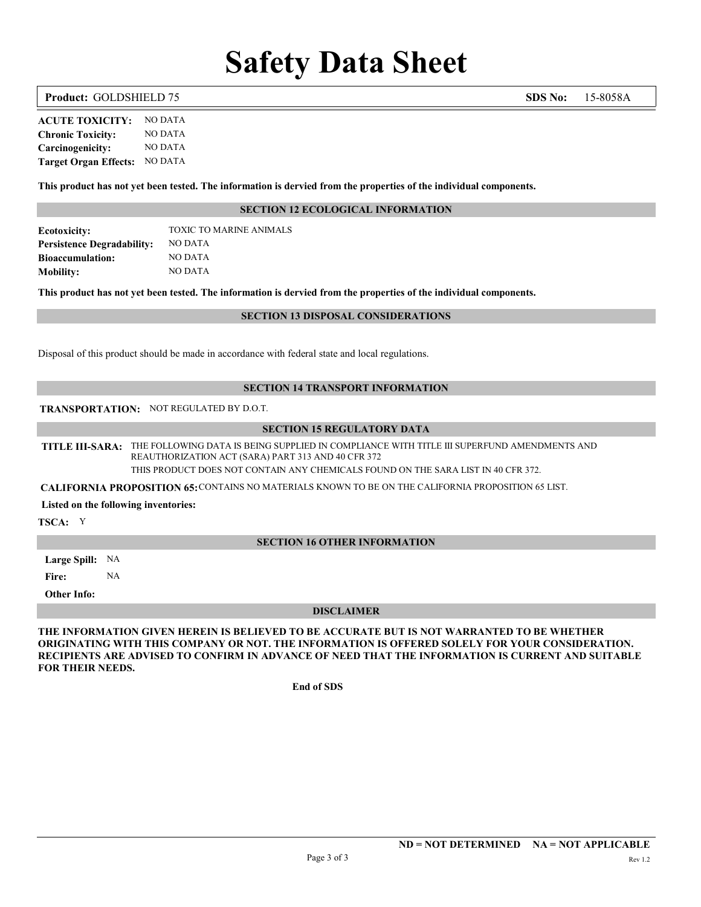# Safety Data Sheet

**Product:** GOLDSHIELD 75 **SDS No:** 15-8058A

**ACUTE TOXICITY:** NO DATA
**Chronic Toxicity:** NO DATA
**Carcinogenicity:** NO DATA
**Target Organ Effects:** NO DATA

**This product has not yet been tested. The information is dervied from the properties of the individual components.**

## SECTION 12 ECOLOGICAL INFORMATION

**Ecotoxicity:** TOXIC TO MARINE ANIMALS
**Persistence Degradability:** NO DATA
**Bioaccumulation:** NO DATA
**Mobility:** NO DATA

**This product has not yet been tested. The information is dervied from the properties of the individual components.**

## SECTION 13 DISPOSAL CONSIDERATIONS

Disposal of this product should be made in accordance with federal state and local regulations.

## SECTION 14 TRANSPORT INFORMATION

**TRANSPORTATION:** NOT REGULATED BY D.O.T.

## SECTION 15 REGULATORY DATA

**TITLE III-SARA:** THE FOLLOWING DATA IS BEING SUPPLIED IN COMPLIANCE WITH TITLE III SUPERFUND AMENDMENTS AND REAUTHORIZATION ACT (SARA) PART 313 AND 40 CFR 372
THIS PRODUCT DOES NOT CONTAIN ANY CHEMICALS FOUND ON THE SARA LIST IN 40 CFR 372.

**CALIFORNIA PROPOSITION 65:** CONTAINS NO MATERIALS KNOWN TO BE ON THE CALIFORNIA PROPOSITION 65 LIST.

**Listed on the following inventories:**

**TSCA:** Y

## SECTION 16 OTHER INFORMATION

**Large Spill:** NA

**Fire:** NA

**Other Info:**

## DISCLAIMER

**THE INFORMATION GIVEN HEREIN IS BELIEVED TO BE ACCURATE BUT IS NOT WARRANTED TO BE WHETHER ORIGINATING WITH THIS COMPANY OR NOT. THE INFORMATION IS OFFERED SOLELY FOR YOUR CONSIDERATION. RECIPIENTS ARE ADVISED TO CONFIRM IN ADVANCE OF NEED THAT THE INFORMATION IS CURRENT AND SUITABLE FOR THEIR NEEDS.**

**End of SDS**

**ND = NOT DETERMINED NA = NOT APPLICABLE**

Rev 1.2